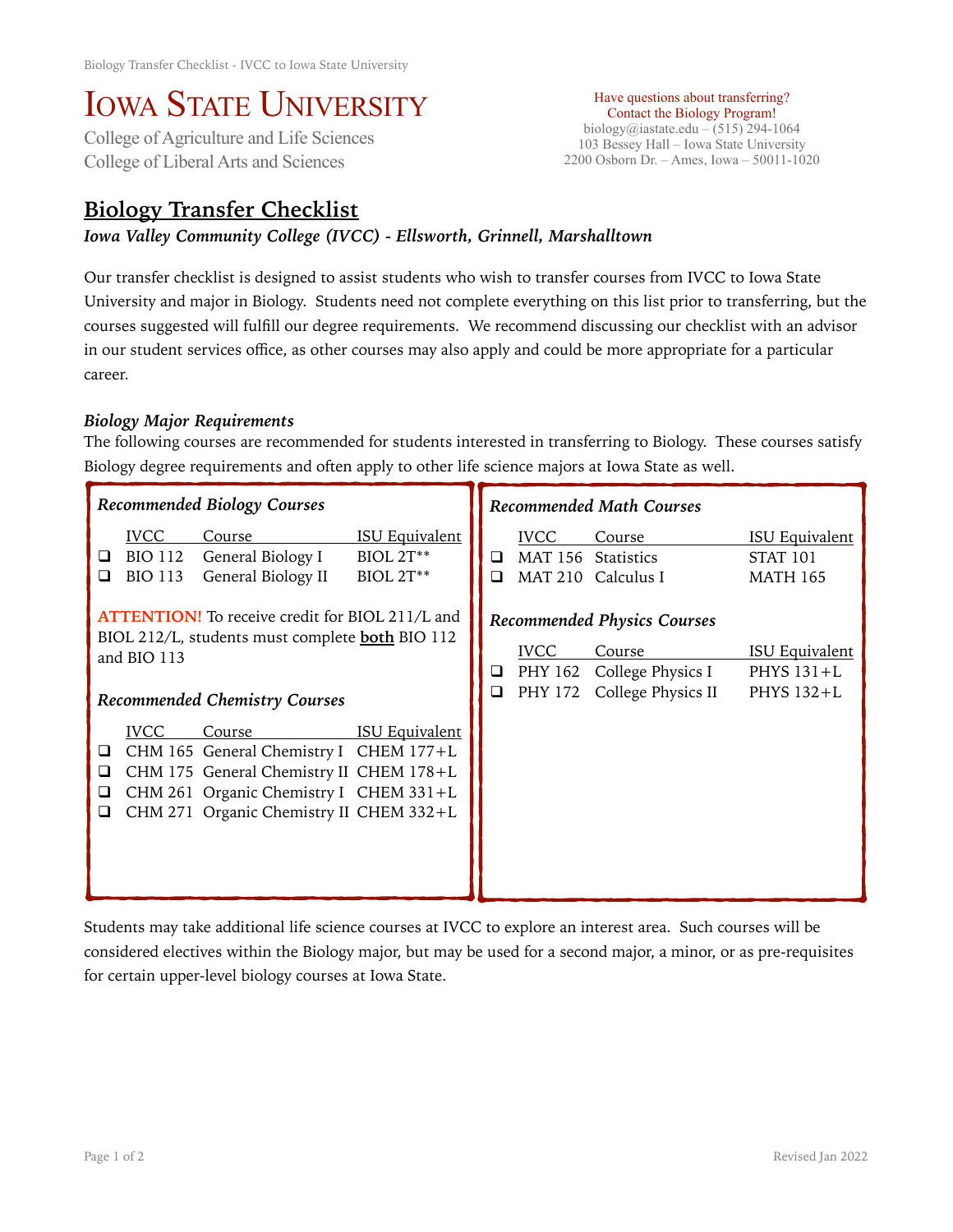# IOWA STATE UNIVERSITY

College of Agriculture and Life Sciences
College of Liberal Arts and Sciences

Have questions about transferring?
Contact the Biology Program!
biology@iastate.edu – (515) 294-1064
103 Bessey Hall – Iowa State University
2200 Osborn Dr. – Ames, Iowa – 50011-1020

## Biology Transfer Checklist

***Iowa Valley Community College (IVCC) - Ellsworth, Grinnell, Marshalltown***

Our transfer checklist is designed to assist students who wish to transfer courses from IVCC to Iowa State University and major in Biology. Students need not complete everything on this list prior to transferring, but the courses suggested will fulfill our degree requirements. We recommend discussing our checklist with an advisor in our student services office, as other courses may also apply and could be more appropriate for a particular career.

### *Biology Major Requirements*

The following courses are recommended for students interested in transferring to Biology. These courses satisfy Biology degree requirements and often apply to other life science majors at Iowa State as well.

#### *Recommended Biology Courses*

| | IVCC | Course | ISU Equivalent |
|---|---|---|---|
| ❑ | BIO 112 | General Biology I | BIOL 2T** |
| ❑ | BIO 113 | General Biology II | BIOL 2T** |

**ATTENTION!** To receive credit for BIOL 211/L and BIOL 212/L, students must complete **both** BIO 112 and BIO 113

#### *Recommended Chemistry Courses*

| | IVCC | Course | ISU Equivalent |
|---|---|---|---|
| ❑ | CHM 165 | General Chemistry I | CHEM 177+L |
| ❑ | CHM 175 | General Chemistry II | CHEM 178+L |
| ❑ | CHM 261 | Organic Chemistry I | CHEM 331+L |
| ❑ | CHM 271 | Organic Chemistry II | CHEM 332+L |

#### *Recommended Math Courses*

| | IVCC | Course | ISU Equivalent |
|---|---|---|---|
| ❑ | MAT 156 | Statistics | STAT 101 |
| ❑ | MAT 210 | Calculus I | MATH 165 |

#### *Recommended Physics Courses*

| | IVCC | Course | ISU Equivalent |
|---|---|---|---|
| ❑ | PHY 162 | College Physics I | PHYS 131+L |
| ❑ | PHY 172 | College Physics II | PHYS 132+L |

Students may take additional life science courses at IVCC to explore an interest area. Such courses will be considered electives within the Biology major, but may be used for a second major, a minor, or as pre-requisites for certain upper-level biology courses at Iowa State.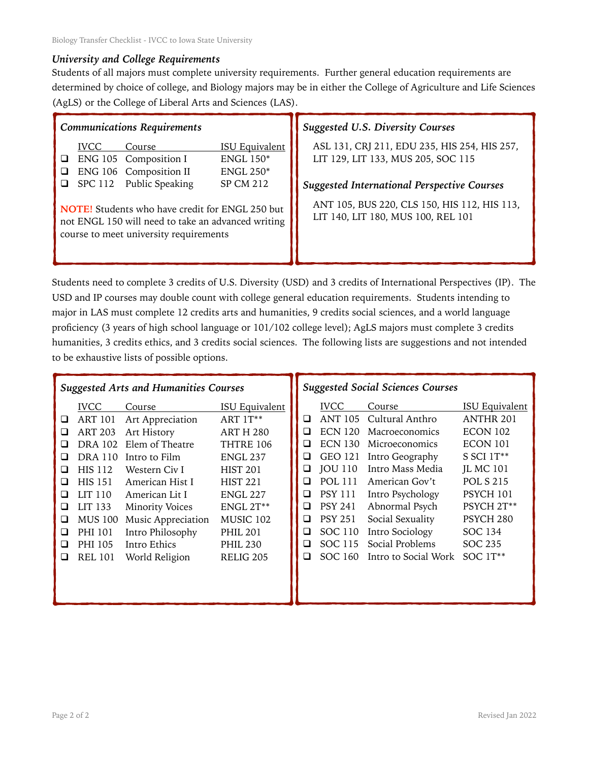### *University and College Requirements*

Students of all majors must complete university requirements. Further general education requirements are determined by choice of college, and Biology majors may be in either the College of Agriculture and Life Sciences (AgLS) or the College of Liberal Arts and Sciences (LAS).

#### *Communications Requirements*

| | IVCC | Course | ISU Equivalent |
|---|---|---|---|
| ❑ | ENG 105 | Composition I | ENGL 150* |
| ❑ | ENG 106 | Composition II | ENGL 250* |
| ❑ | SPC 112 | Public Speaking | SP CM 212 |

**NOTE!** Students who have credit for ENGL 250 but not ENGL 150 will need to take an advanced writing course to meet university requirements

#### *Suggested U.S. Diversity Courses*

ASL 131, CRJ 211, EDU 235, HIS 254, HIS 257, LIT 129, LIT 133, MUS 205, SOC 115

#### *Suggested International Perspective Courses*

ANT 105, BUS 220, CLS 150, HIS 112, HIS 113, LIT 140, LIT 180, MUS 100, REL 101

Students need to complete 3 credits of U.S. Diversity (USD) and 3 credits of International Perspectives (IP). The USD and IP courses may double count with college general education requirements. Students intending to major in LAS must complete 12 credits arts and humanities, 9 credits social sciences, and a world language proficiency (3 years of high school language or 101/102 college level); AgLS majors must complete 3 credits humanities, 3 credits ethics, and 3 credits social sciences. The following lists are suggestions and not intended to be exhaustive lists of possible options.

#### *Suggested Arts and Humanities Courses*

| | IVCC | Course | ISU Equivalent |
|---|---|---|---|
| ❑ | ART 101 | Art Appreciation | ART 1T** |
| ❑ | ART 203 | Art History | ART H 280 |
| ❑ | DRA 102 | Elem of Theatre | THTRE 106 |
| ❑ | DRA 110 | Intro to Film | ENGL 237 |
| ❑ | HIS 112 | Western Civ I | HIST 201 |
| ❑ | HIS 151 | American Hist I | HIST 221 |
| ❑ | LIT 110 | American Lit I | ENGL 227 |
| ❑ | LIT 133 | Minority Voices | ENGL 2T** |
| ❑ | MUS 100 | Music Appreciation | MUSIC 102 |
| ❑ | PHI 101 | Intro Philosophy | PHIL 201 |
| ❑ | PHI 105 | Intro Ethics | PHIL 230 |
| ❑ | REL 101 | World Religion | RELIG 205 |

#### *Suggested Social Sciences Courses*

| | IVCC | Course | ISU Equivalent |
|---|---|---|---|
| ❑ | ANT 105 | Cultural Anthro | ANTHR 201 |
| ❑ | ECN 120 | Macroeconomics | ECON 102 |
| ❑ | ECN 130 | Microeconomics | ECON 101 |
| ❑ | GEO 121 | Intro Geography | S SCI 1T** |
| ❑ | JOU 110 | Intro Mass Media | JL MC 101 |
| ❑ | POL 111 | American Gov't | POL S 215 |
| ❑ | PSY 111 | Intro Psychology | PSYCH 101 |
| ❑ | PSY 241 | Abnormal Psych | PSYCH 2T** |
| ❑ | PSY 251 | Social Sexuality | PSYCH 280 |
| ❑ | SOC 110 | Intro Sociology | SOC 134 |
| ❑ | SOC 115 | Social Problems | SOC 235 |
| ❑ | SOC 160 | Intro to Social Work | SOC 1T** |